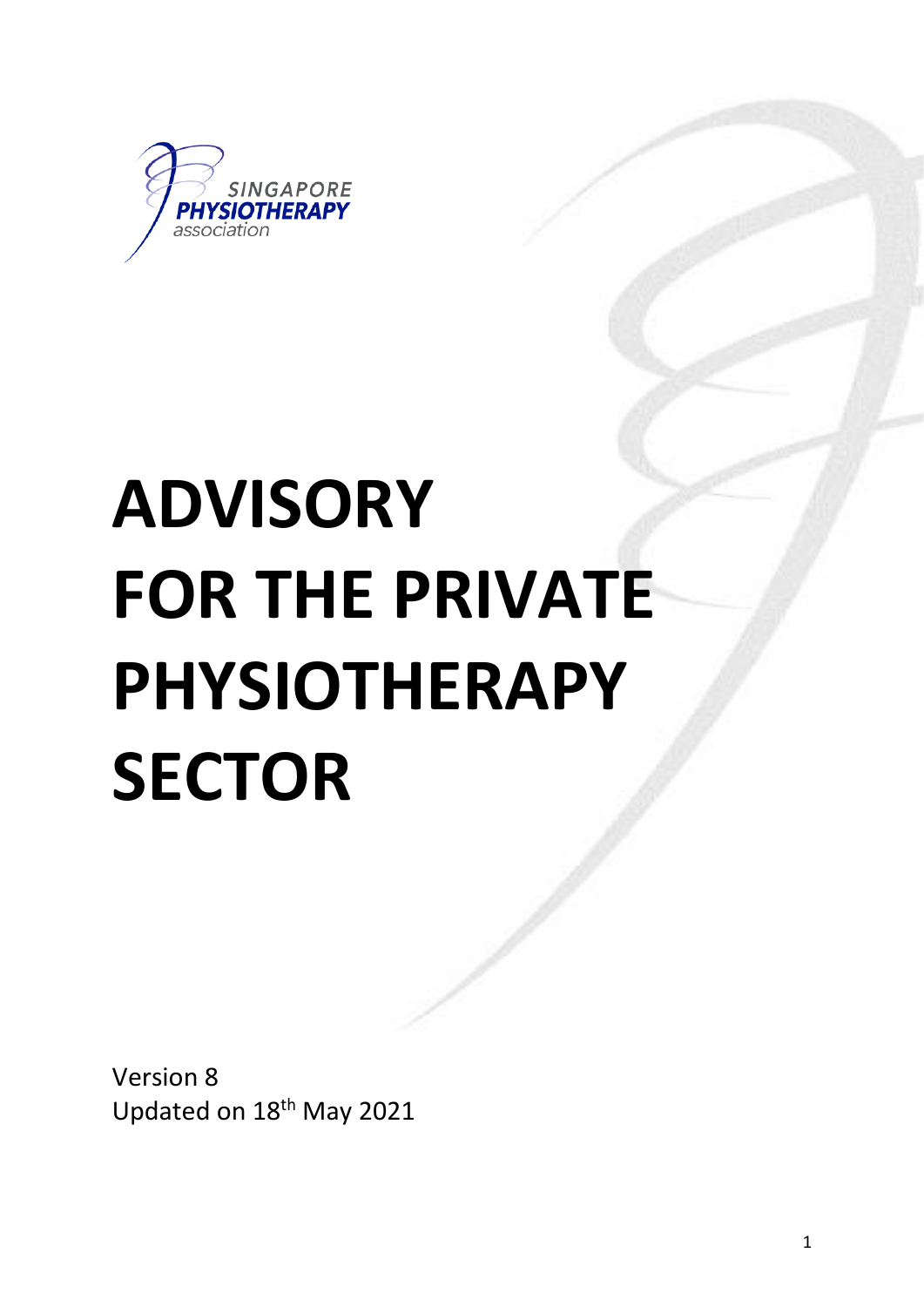SINGAPORE PHYSIOTHERAPY association

# ADVISORY FOR THE PRIVATE PHYSIOTHERAPY SECTOR

Version 8
Updated on 18th May 2021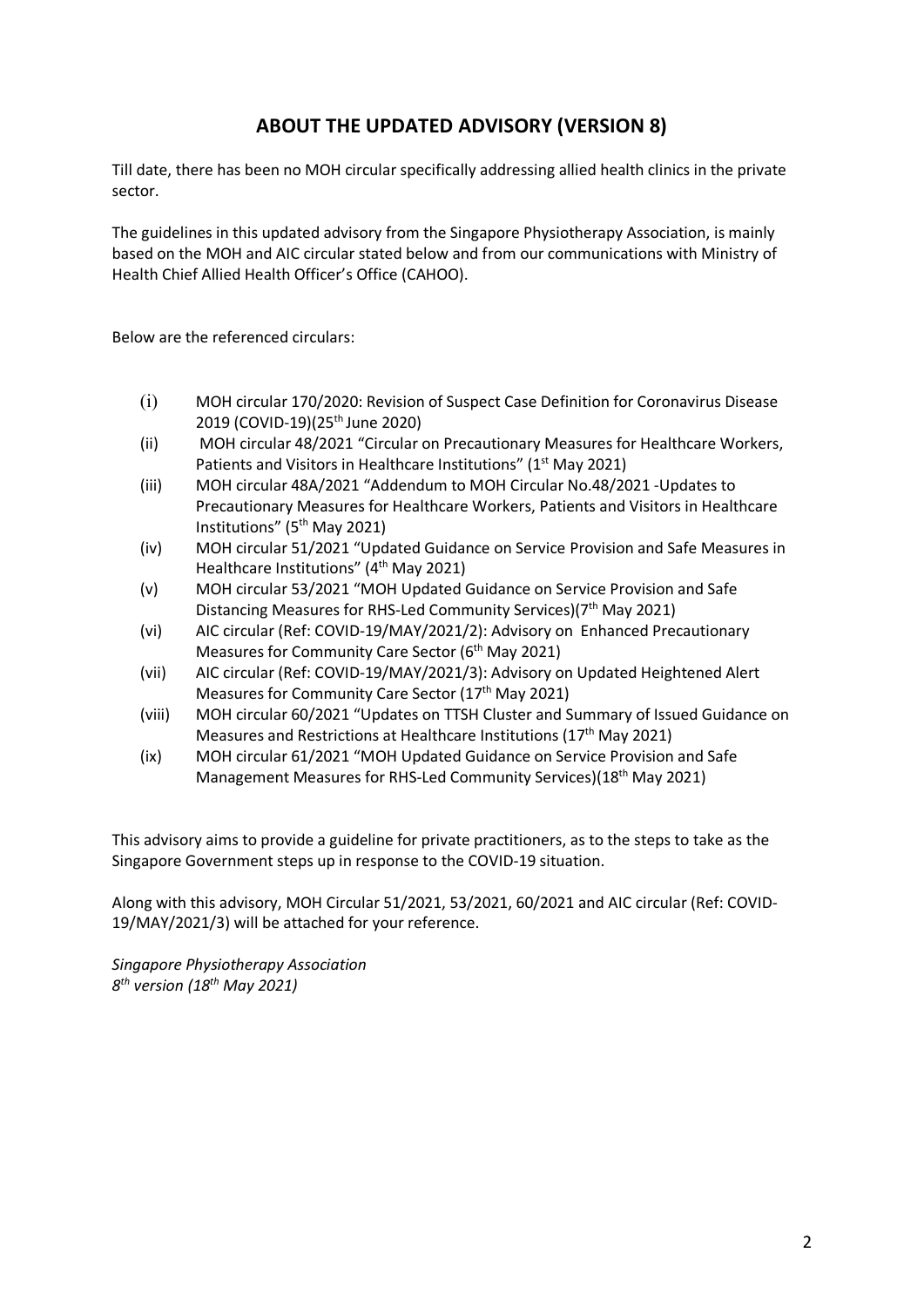# ABOUT THE UPDATED ADVISORY (VERSION 8)

Till date, there has been no MOH circular specifically addressing allied health clinics in the private sector.

The guidelines in this updated advisory from the Singapore Physiotherapy Association, is mainly based on the MOH and AIC circular stated below and from our communications with Ministry of Health Chief Allied Health Officer's Office (CAHOO).

Below are the referenced circulars:

(i) MOH circular 170/2020: Revision of Suspect Case Definition for Coronavirus Disease 2019 (COVID-19)(25th June 2020)

(ii) MOH circular 48/2021 "Circular on Precautionary Measures for Healthcare Workers, Patients and Visitors in Healthcare Institutions" (1st May 2021)

(iii) MOH circular 48A/2021 "Addendum to MOH Circular No.48/2021 -Updates to Precautionary Measures for Healthcare Workers, Patients and Visitors in Healthcare Institutions" (5th May 2021)

(iv) MOH circular 51/2021 "Updated Guidance on Service Provision and Safe Measures in Healthcare Institutions" (4th May 2021)

(v) MOH circular 53/2021 "MOH Updated Guidance on Service Provision and Safe Distancing Measures for RHS-Led Community Services)(7th May 2021)

(vi) AIC circular (Ref: COVID-19/MAY/2021/2): Advisory on Enhanced Precautionary Measures for Community Care Sector (6th May 2021)

(vii) AIC circular (Ref: COVID-19/MAY/2021/3): Advisory on Updated Heightened Alert Measures for Community Care Sector (17th May 2021)

(viii) MOH circular 60/2021 "Updates on TTSH Cluster and Summary of Issued Guidance on Measures and Restrictions at Healthcare Institutions (17th May 2021)

(ix) MOH circular 61/2021 "MOH Updated Guidance on Service Provision and Safe Management Measures for RHS-Led Community Services)(18th May 2021)

This advisory aims to provide a guideline for private practitioners, as to the steps to take as the Singapore Government steps up in response to the COVID-19 situation.

Along with this advisory, MOH Circular 51/2021, 53/2021, 60/2021 and AIC circular (Ref: COVID-19/MAY/2021/3) will be attached for your reference.

*Singapore Physiotherapy Association*
*8th version (18th May 2021)*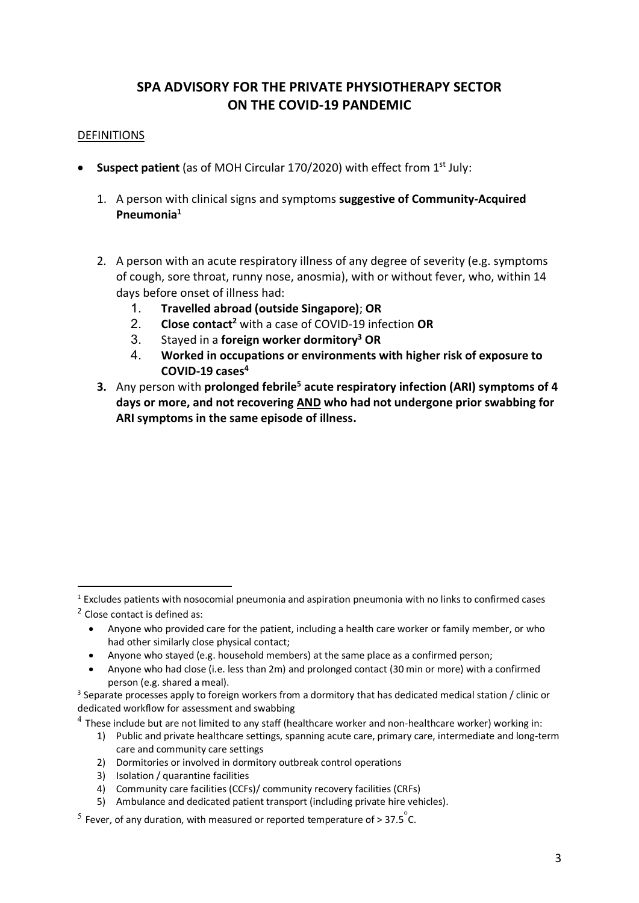# SPA ADVISORY FOR THE PRIVATE PHYSIOTHERAPY SECTOR ON THE COVID-19 PANDEMIC

## DEFINITIONS

- **Suspect patient** (as of MOH Circular 170/2020) with effect from 1st July:

  1. A person with clinical signs and symptoms **suggestive of Community-Acquired Pneumonia**[1]

  2. A person with an acute respiratory illness of any degree of severity (e.g. symptoms of cough, sore throat, runny nose, anosmia), with or without fever, who, within 14 days before onset of illness had:
     1. **Travelled abroad (outside Singapore)**; **OR**
     2. **Close contact**[2] with a case of COVID-19 infection **OR**
     3. Stayed in a **foreign worker dormitory**[3] **OR**
     4. **Worked in occupations or environments with higher risk of exposure to COVID-19 cases**[4]

  3. Any person with **prolonged febrile**[5] **acute respiratory infection (ARI) symptoms of 4 days or more, and not recovering AND who had not undergone prior swabbing for ARI symptoms in the same episode of illness.**

---

[1] Excludes patients with nosocomial pneumonia and aspiration pneumonia with no links to confirmed cases

[2] Close contact is defined as:

- Anyone who provided care for the patient, including a health care worker or family member, or who had other similarly close physical contact;
- Anyone who stayed (e.g. household members) at the same place as a confirmed person;
- Anyone who had close (i.e. less than 2m) and prolonged contact (30 min or more) with a confirmed person (e.g. shared a meal).

[3] Separate processes apply to foreign workers from a dormitory that has dedicated medical station / clinic or dedicated workflow for assessment and swabbing

[4] These include but are not limited to any staff (healthcare worker and non-healthcare worker) working in:

1) Public and private healthcare settings, spanning acute care, primary care, intermediate and long-term care and community care settings
2) Dormitories or involved in dormitory outbreak control operations
3) Isolation / quarantine facilities
4) Community care facilities (CCFs)/ community recovery facilities (CRFs)
5) Ambulance and dedicated patient transport (including private hire vehicles).

[5] Fever, of any duration, with measured or reported temperature of > 37.5°C.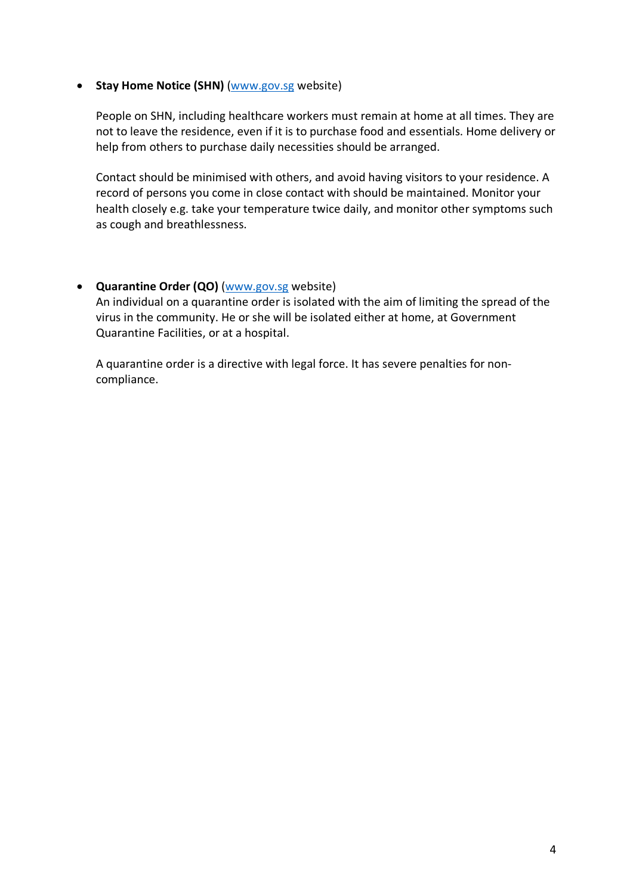- **Stay Home Notice (SHN)** ([www.gov.sg](http://www.gov.sg) website)

  People on SHN, including healthcare workers must remain at home at all times. They are not to leave the residence, even if it is to purchase food and essentials. Home delivery or help from others to purchase daily necessities should be arranged.

  Contact should be minimised with others, and avoid having visitors to your residence. A record of persons you come in close contact with should be maintained. Monitor your health closely e.g. take your temperature twice daily, and monitor other symptoms such as cough and breathlessness.

- **Quarantine Order (QO)** ([www.gov.sg](http://www.gov.sg) website)
  An individual on a quarantine order is isolated with the aim of limiting the spread of the virus in the community. He or she will be isolated either at home, at Government Quarantine Facilities, or at a hospital.

  A quarantine order is a directive with legal force. It has severe penalties for non-compliance.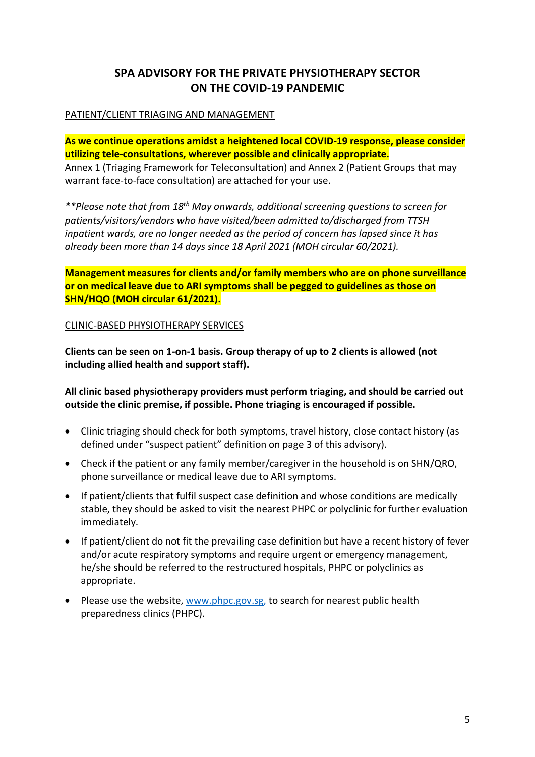# SPA ADVISORY FOR THE PRIVATE PHYSIOTHERAPY SECTOR ON THE COVID-19 PANDEMIC

PATIENT/CLIENT TRIAGING AND MANAGEMENT

**As we continue operations amidst a heightened local COVID-19 response, please consider utilizing tele-consultations, wherever possible and clinically appropriate.**
Annex 1 (Triaging Framework for Teleconsultation) and Annex 2 (Patient Groups that may warrant face-to-face consultation) are attached for your use.

*\*\*Please note that from 18th May onwards, additional screening questions to screen for patients/visitors/vendors who have visited/been admitted to/discharged from TTSH inpatient wards, are no longer needed as the period of concern has lapsed since it has already been more than 14 days since 18 April 2021 (MOH circular 60/2021).*

**Management measures for clients and/or family members who are on phone surveillance or on medical leave due to ARI symptoms shall be pegged to guidelines as those on SHN/HQO (MOH circular 61/2021).**

CLINIC-BASED PHYSIOTHERAPY SERVICES

**Clients can be seen on 1-on-1 basis. Group therapy of up to 2 clients is allowed (not including allied health and support staff).**

**All clinic based physiotherapy providers must perform triaging, and should be carried out outside the clinic premise, if possible. Phone triaging is encouraged if possible.**

- Clinic triaging should check for both symptoms, travel history, close contact history (as defined under "suspect patient" definition on page 3 of this advisory).
- Check if the patient or any family member/caregiver in the household is on SHN/QRO, phone surveillance or medical leave due to ARI symptoms.
- If patient/clients that fulfil suspect case definition and whose conditions are medically stable, they should be asked to visit the nearest PHPC or polyclinic for further evaluation immediately.
- If patient/client do not fit the prevailing case definition but have a recent history of fever and/or acute respiratory symptoms and require urgent or emergency management, he/she should be referred to the restructured hospitals, PHPC or polyclinics as appropriate.
- Please use the website, [www.phpc.gov.sg,](http://www.phpc.gov.sg) to search for nearest public health preparedness clinics (PHPC).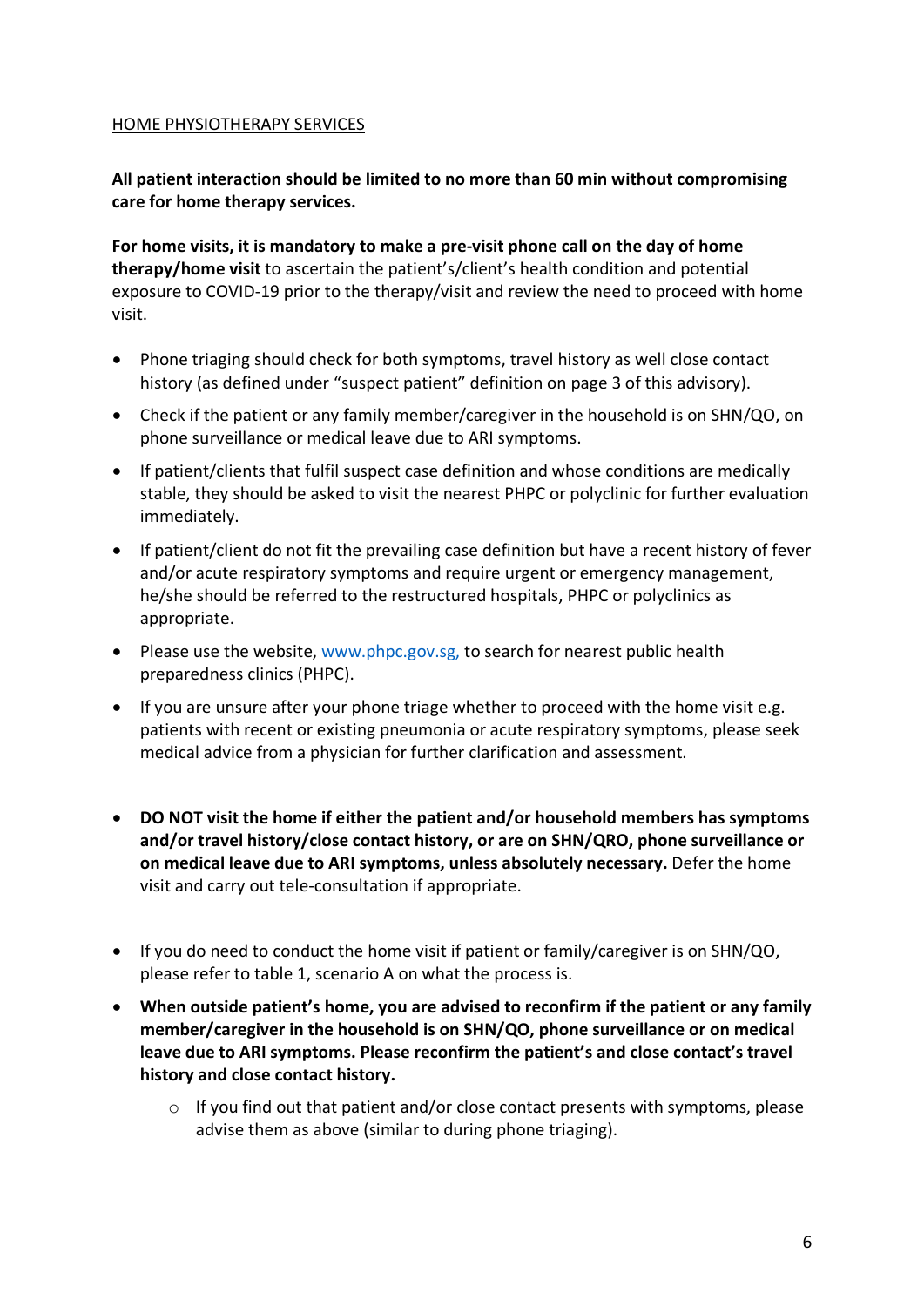<u>HOME PHYSIOTHERAPY SERVICES</u>

**All patient interaction should be limited to no more than 60 min without compromising care for home therapy services.**

**For home visits, it is mandatory to make a pre-visit phone call on the day of home therapy/home visit** to ascertain the patient's/client's health condition and potential exposure to COVID-19 prior to the therapy/visit and review the need to proceed with home visit.

- Phone triaging should check for both symptoms, travel history as well close contact history (as defined under "suspect patient" definition on page 3 of this advisory).
- Check if the patient or any family member/caregiver in the household is on SHN/QO, on phone surveillance or medical leave due to ARI symptoms.
- If patient/clients that fulfil suspect case definition and whose conditions are medically stable, they should be asked to visit the nearest PHPC or polyclinic for further evaluation immediately.
- If patient/client do not fit the prevailing case definition but have a recent history of fever and/or acute respiratory symptoms and require urgent or emergency management, he/she should be referred to the restructured hospitals, PHPC or polyclinics as appropriate.
- Please use the website, [www.phpc.gov.sg](http://www.phpc.gov.sg), to search for nearest public health preparedness clinics (PHPC).
- If you are unsure after your phone triage whether to proceed with the home visit e.g. patients with recent or existing pneumonia or acute respiratory symptoms, please seek medical advice from a physician for further clarification and assessment.
- **DO NOT visit the home if either the patient and/or household members has symptoms and/or travel history/close contact history, or are on SHN/QRO, phone surveillance or on medical leave due to ARI symptoms, unless absolutely necessary.** Defer the home visit and carry out tele-consultation if appropriate.
- If you do need to conduct the home visit if patient or family/caregiver is on SHN/QO, please refer to table 1, scenario A on what the process is.
- **When outside patient's home, you are advised to reconfirm if the patient or any family member/caregiver in the household is on SHN/QO, phone surveillance or on medical leave due to ARI symptoms. Please reconfirm the patient's and close contact's travel history and close contact history.**
    - If you find out that patient and/or close contact presents with symptoms, please advise them as above (similar to during phone triaging).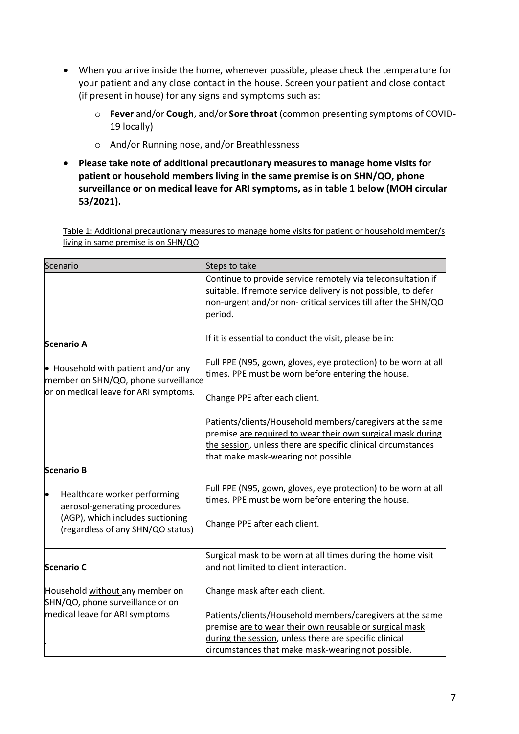- When you arrive inside the home, whenever possible, please check the temperature for your patient and any close contact in the house. Screen your patient and close contact (if present in house) for any signs and symptoms such as:
    - **Fever** and/or **Cough**, and/or **Sore throat** (common presenting symptoms of COVID-19 locally)
    - And/or Running nose, and/or Breathlessness
- **Please take note of additional precautionary measures to manage home visits for patient or household members living in the same premise is on SHN/QO, phone surveillance or on medical leave for ARI symptoms, as in table 1 below (MOH circular 53/2021).**

Table 1: Additional precautionary measures to manage home visits for patient or household member/s living in same premise is on SHN/QO

| Scenario | Steps to take |
| --- | --- |
| **Scenario A**<br><br>• Household with patient and/or any member on SHN/QO, phone surveillance or on medical leave for ARI symptoms. | Continue to provide service remotely via teleconsultation if suitable. If remote service delivery is not possible, to defer non-urgent and/or non- critical services till after the SHN/QO period.<br><br>If it is essential to conduct the visit, please be in:<br><br>Full PPE (N95, gown, gloves, eye protection) to be worn at all times. PPE must be worn before entering the house.<br><br>Change PPE after each client.<br><br>Patients/clients/Household members/caregivers at the same premise are required to wear their own surgical mask during the session, unless there are specific clinical circumstances that make mask-wearing not possible. |
| **Scenario B**<br><br>• Healthcare worker performing aerosol-generating procedures (AGP), which includes suctioning (regardless of any SHN/QO status) | Full PPE (N95, gown, gloves, eye protection) to be worn at all times. PPE must be worn before entering the house.<br><br>Change PPE after each client. |
| **Scenario C**<br><br>Household without any member on SHN/QO, phone surveillance or on medical leave for ARI symptoms | Surgical mask to be worn at all times during the home visit and not limited to client interaction.<br><br>Change mask after each client.<br><br>Patients/clients/Household members/caregivers at the same premise are to wear their own reusable or surgical mask during the session, unless there are specific clinical circumstances that make mask-wearing not possible. |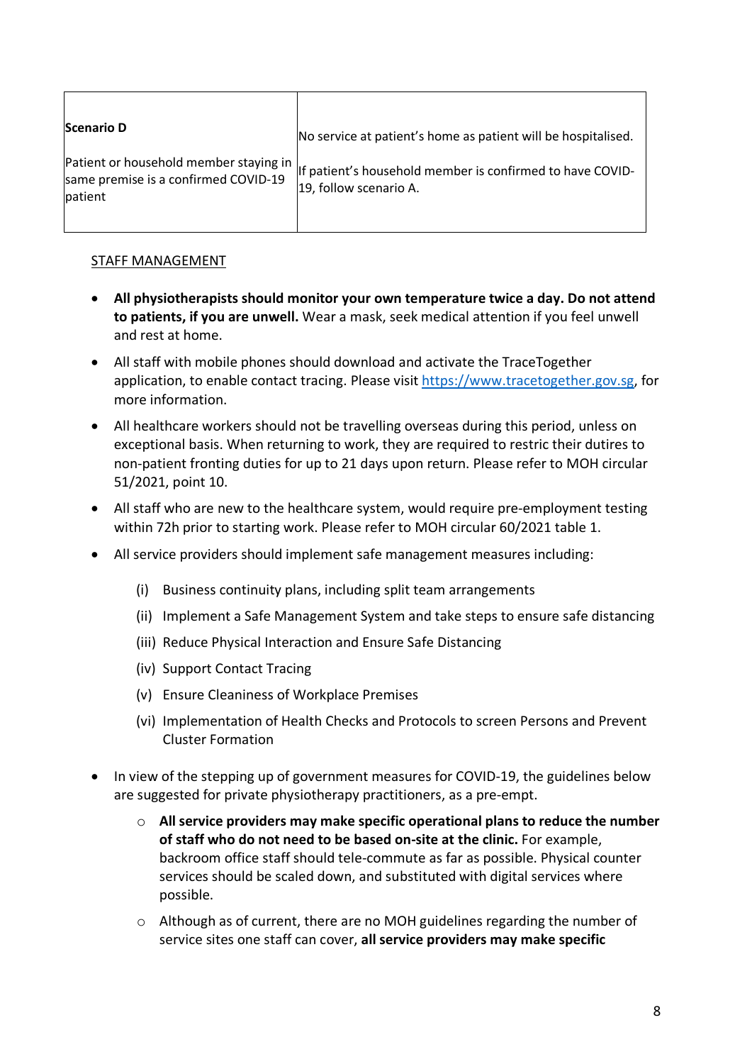| **Scenario D**<br><br>Patient or household member staying in same premise is a confirmed COVID-19 patient | No service at patient's home as patient will be hospitalised.<br><br>If patient's household member is confirmed to have COVID-19, follow scenario A. |
|---|---|

STAFF MANAGEMENT

- **All physiotherapists should monitor your own temperature twice a day. Do not attend to patients, if you are unwell.** Wear a mask, seek medical attention if you feel unwell and rest at home.
- All staff with mobile phones should download and activate the TraceTogether application, to enable contact tracing. Please visit https://www.tracetogether.gov.sg, for more information.
- All healthcare workers should not be travelling overseas during this period, unless on exceptional basis. When returning to work, they are required to restric their dutires to non-patient fronting duties for up to 21 days upon return. Please refer to MOH circular 51/2021, point 10.
- All staff who are new to the healthcare system, would require pre-employment testing within 72h prior to starting work. Please refer to MOH circular 60/2021 table 1.
- All service providers should implement safe management measures including:
  - (i) Business continuity plans, including split team arrangements
  - (ii) Implement a Safe Management System and take steps to ensure safe distancing
  - (iii) Reduce Physical Interaction and Ensure Safe Distancing
  - (iv) Support Contact Tracing
  - (v) Ensure Cleaniness of Workplace Premises
  - (vi) Implementation of Health Checks and Protocols to screen Persons and Prevent Cluster Formation
- In view of the stepping up of government measures for COVID-19, the guidelines below are suggested for private physiotherapy practitioners, as a pre-empt.
  - **All service providers may make specific operational plans to reduce the number of staff who do not need to be based on-site at the clinic.** For example, backroom office staff should tele-commute as far as possible. Physical counter services should be scaled down, and substituted with digital services where possible.
  - Although as of current, there are no MOH guidelines regarding the number of service sites one staff can cover, **all service providers may make specific**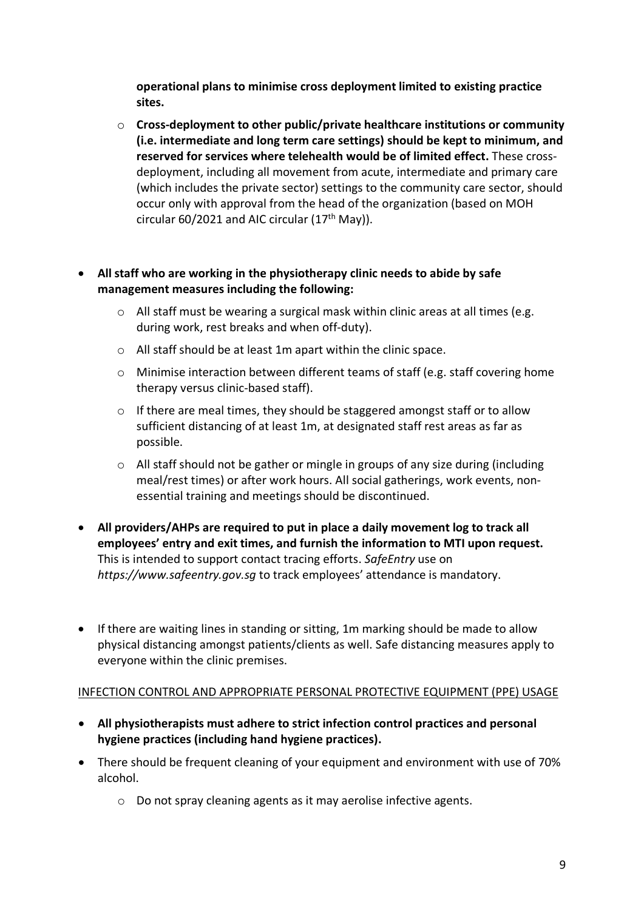**operational plans to minimise cross deployment limited to existing practice sites.**

  - **Cross-deployment to other public/private healthcare institutions or community (i.e. intermediate and long term care settings) should be kept to minimum, and reserved for services where telehealth would be of limited effect.** These cross-deployment, including all movement from acute, intermediate and primary care (which includes the private sector) settings to the community care sector, should occur only with approval from the head of the organization (based on MOH circular 60/2021 and AIC circular (17th May)).

- **All staff who are working in the physiotherapy clinic needs to abide by safe management measures including the following:**
  - All staff must be wearing a surgical mask within clinic areas at all times (e.g. during work, rest breaks and when off-duty).
  - All staff should be at least 1m apart within the clinic space.
  - Minimise interaction between different teams of staff (e.g. staff covering home therapy versus clinic-based staff).
  - If there are meal times, they should be staggered amongst staff or to allow sufficient distancing of at least 1m, at designated staff rest areas as far as possible.
  - All staff should not be gather or mingle in groups of any size during (including meal/rest times) or after work hours. All social gatherings, work events, non-essential training and meetings should be discontinued.

- **All providers/AHPs are required to put in place a daily movement log to track all employees' entry and exit times, and furnish the information to MTI upon request.** This is intended to support contact tracing efforts. *SafeEntry* use on *https://www.safeentry.gov.sg* to track employees' attendance is mandatory.

- If there are waiting lines in standing or sitting, 1m marking should be made to allow physical distancing amongst patients/clients as well. Safe distancing measures apply to everyone within the clinic premises.

INFECTION CONTROL AND APPROPRIATE PERSONAL PROTECTIVE EQUIPMENT (PPE) USAGE

- **All physiotherapists must adhere to strict infection control practices and personal hygiene practices (including hand hygiene practices).**
- There should be frequent cleaning of your equipment and environment with use of 70% alcohol.
  - Do not spray cleaning agents as it may aerolise infective agents.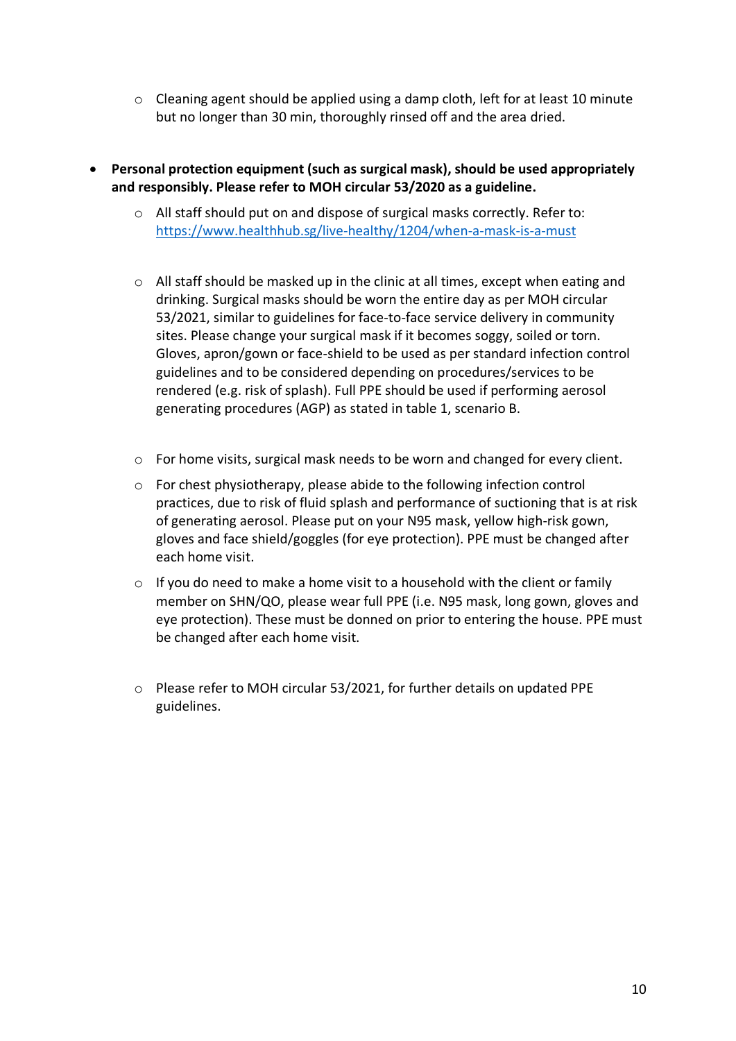- Cleaning agent should be applied using a damp cloth, left for at least 10 minute but no longer than 30 min, thoroughly rinsed off and the area dried.

- **Personal protection equipment (such as surgical mask), should be used appropriately and responsibly. Please refer to MOH circular 53/2020 as a guideline.**
  - All staff should put on and dispose of surgical masks correctly. Refer to: https://www.healthhub.sg/live-healthy/1204/when-a-mask-is-a-must

  - All staff should be masked up in the clinic at all times, except when eating and drinking. Surgical masks should be worn the entire day as per MOH circular 53/2021, similar to guidelines for face-to-face service delivery in community sites. Please change your surgical mask if it becomes soggy, soiled or torn. Gloves, apron/gown or face-shield to be used as per standard infection control guidelines and to be considered depending on procedures/services to be rendered (e.g. risk of splash). Full PPE should be used if performing aerosol generating procedures (AGP) as stated in table 1, scenario B.

  - For home visits, surgical mask needs to be worn and changed for every client.
  - For chest physiotherapy, please abide to the following infection control practices, due to risk of fluid splash and performance of suctioning that is at risk of generating aerosol. Please put on your N95 mask, yellow high-risk gown, gloves and face shield/goggles (for eye protection). PPE must be changed after each home visit.
  - If you do need to make a home visit to a household with the client or family member on SHN/QO, please wear full PPE (i.e. N95 mask, long gown, gloves and eye protection). These must be donned on prior to entering the house. PPE must be changed after each home visit.

  - Please refer to MOH circular 53/2021, for further details on updated PPE guidelines.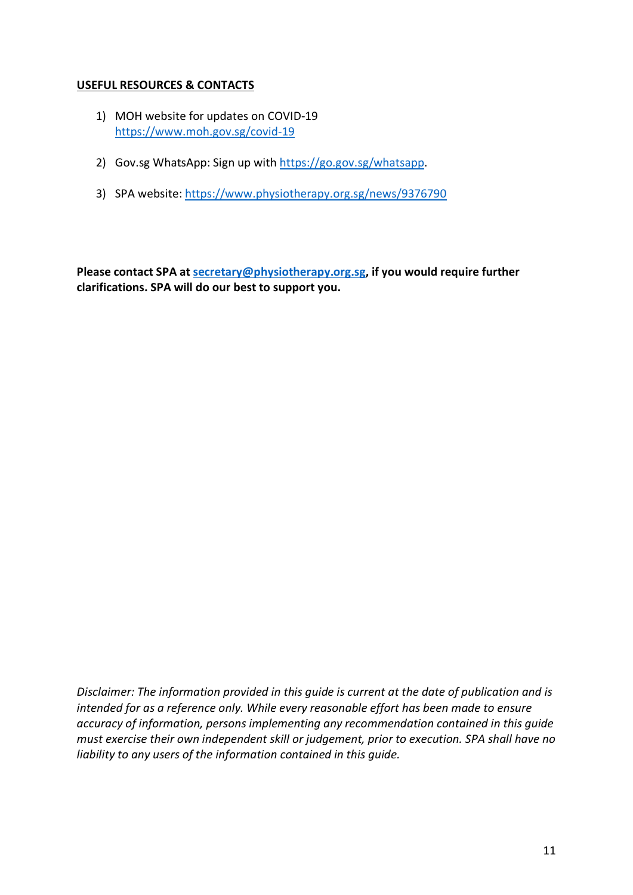**<u>USEFUL RESOURCES & CONTACTS</u>**

1) MOH website for updates on COVID-19
   https://www.moh.gov.sg/covid-19

2) Gov.sg WhatsApp: Sign up with https://go.gov.sg/whatsapp.

3) SPA website: https://www.physiotherapy.org.sg/news/9376790

**Please contact SPA at secretary@physiotherapy.org.sg, if you would require further clarifications. SPA will do our best to support you.**

*Disclaimer: The information provided in this guide is current at the date of publication and is intended for as a reference only. While every reasonable effort has been made to ensure accuracy of information, persons implementing any recommendation contained in this guide must exercise their own independent skill or judgement, prior to execution. SPA shall have no liability to any users of the information contained in this guide.*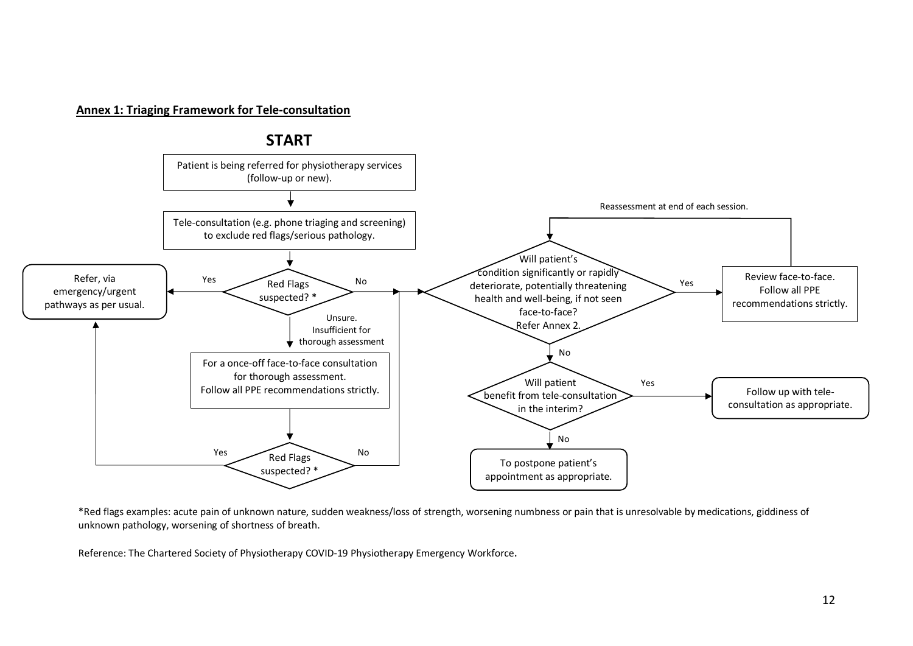**Annex 1: Triaging Framework for Tele-consultation**

**START**

Patient is being referred for physiotherapy services (follow-up or new).

Tele-consultation (e.g. phone triaging and screening) to exclude red flags/serious pathology.

Red Flags suspected? *

- Yes → Refer, via emergency/urgent pathways as per usual.
- No → Will patient's condition significantly or rapidly deteriorate, potentially threatening health and well-being, if not seen face-to-face? Refer Annex 2.
- Unsure. Insufficient for thorough assessment → For a once-off face-to-face consultation for thorough assessment. Follow all PPE recommendations strictly.
  - Red Flags suspected? *
    - Yes → Refer, via emergency/urgent pathways as per usual.
    - No → Will patient's condition significantly or rapidly deteriorate, potentially threatening health and well-being, if not seen face-to-face? Refer Annex 2.

Will patient's condition significantly or rapidly deteriorate, potentially threatening health and well-being, if not seen face-to-face? Refer Annex 2.

- Yes → Review face-to-face. Follow all PPE recommendations strictly. (Reassessment at end of each session.)
- No → Will patient benefit from tele-consultation in the interim?
  - Yes → Follow up with tele-consultation as appropriate.
  - No → To postpone patient's appointment as appropriate.

*Red flags examples: acute pain of unknown nature, sudden weakness/loss of strength, worsening numbness or pain that is unresolvable by medications, giddiness of unknown pathology, worsening of shortness of breath.

Reference: The Chartered Society of Physiotherapy COVID-19 Physiotherapy Emergency Workforce.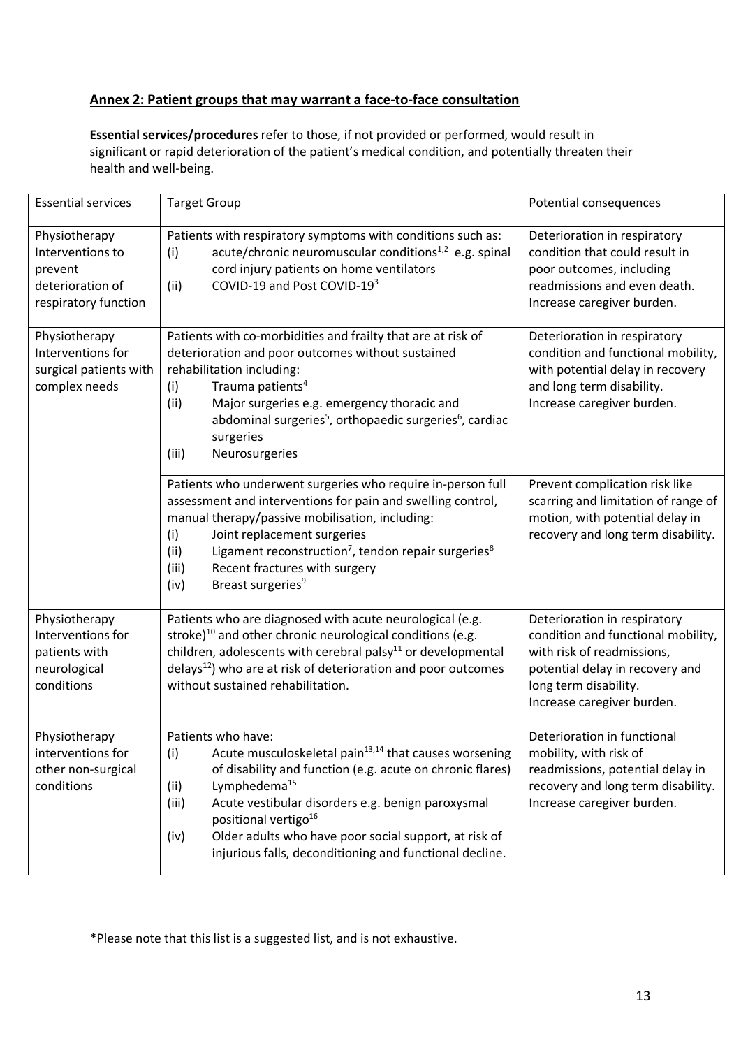## Annex 2: Patient groups that may warrant a face-to-face consultation

**Essential services/procedures** refer to those, if not provided or performed, would result in significant or rapid deterioration of the patient's medical condition, and potentially threaten their health and well-being.

| Essential services | Target Group | Potential consequences |
|---|---|---|
| Physiotherapy Interventions to prevent deterioration of respiratory function | Patients with respiratory symptoms with conditions such as:<br>(i) acute/chronic neuromuscular conditions[1,2] e.g. spinal cord injury patients on home ventilators<br>(ii) COVID-19 and Post COVID-19[3] | Deterioration in respiratory condition that could result in poor outcomes, including readmissions and even death. Increase caregiver burden. |
| Physiotherapy Interventions for surgical patients with complex needs | Patients with co-morbidities and frailty that are at risk of deterioration and poor outcomes without sustained rehabilitation including:<br>(i) Trauma patients[4]<br>(ii) Major surgeries e.g. emergency thoracic and abdominal surgeries[5], orthopaedic surgeries[6], cardiac surgeries<br>(iii) Neurosurgeries | Deterioration in respiratory condition and functional mobility, with potential delay in recovery and long term disability. Increase caregiver burden. |
| | Patients who underwent surgeries who require in-person full assessment and interventions for pain and swelling control, manual therapy/passive mobilisation, including:<br>(i) Joint replacement surgeries<br>(ii) Ligament reconstruction[7], tendon repair surgeries[8]<br>(iii) Recent fractures with surgery<br>(iv) Breast surgeries[9] | Prevent complication risk like scarring and limitation of range of motion, with potential delay in recovery and long term disability. |
| Physiotherapy Interventions for patients with neurological conditions | Patients who are diagnosed with acute neurological (e.g. stroke)[10] and other chronic neurological conditions (e.g. children, adolescents with cerebral palsy[11] or developmental delays[12]) who are at risk of deterioration and poor outcomes without sustained rehabilitation. | Deterioration in respiratory condition and functional mobility, with risk of readmissions, potential delay in recovery and long term disability. Increase caregiver burden. |
| Physiotherapy interventions for other non-surgical conditions | Patients who have:<br>(i) Acute musculoskeletal pain[13,14] that causes worsening of disability and function (e.g. acute on chronic flares)<br>(ii) Lymphedema[15]<br>(iii) Acute vestibular disorders e.g. benign paroxysmal positional vertigo[16]<br>(iv) Older adults who have poor social support, at risk of injurious falls, deconditioning and functional decline. | Deterioration in functional mobility, with risk of readmissions, potential delay in recovery and long term disability. Increase caregiver burden. |

*Please note that this list is a suggested list, and is not exhaustive.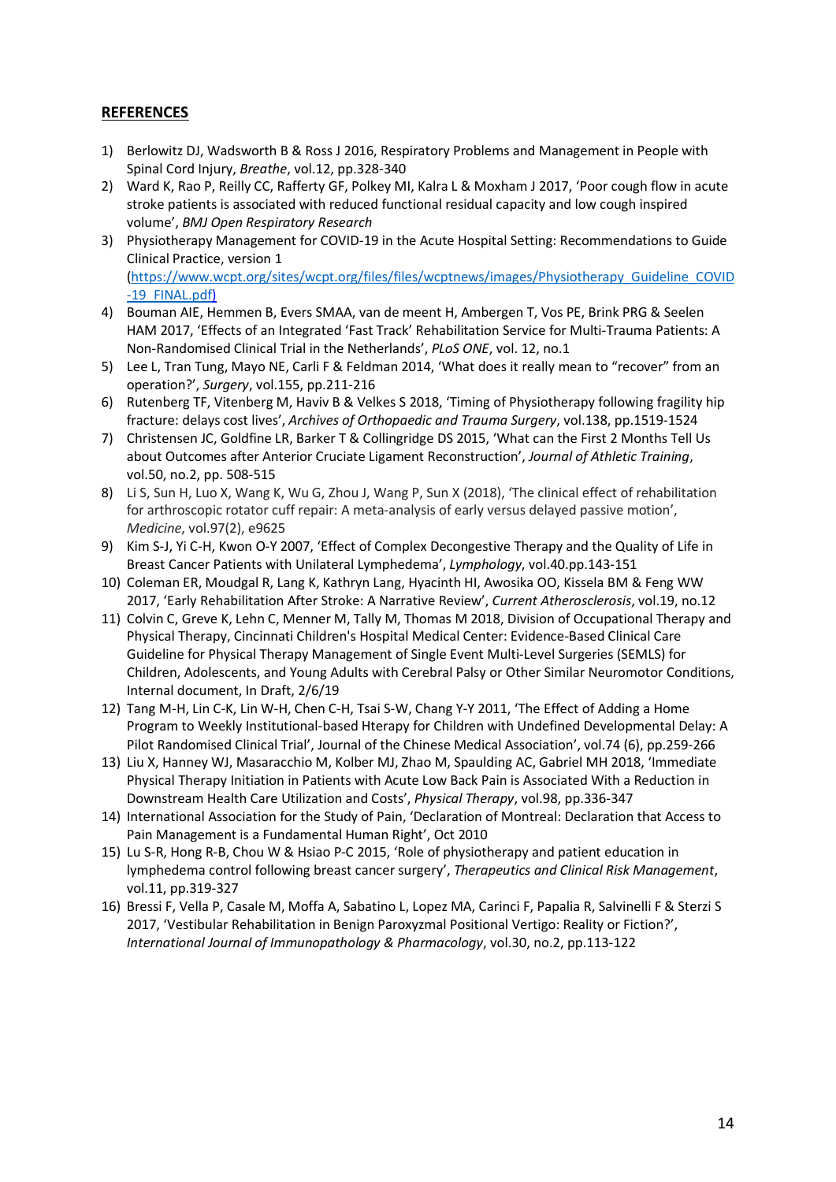**REFERENCES**

1) Berlowitz DJ, Wadsworth B & Ross J 2016, Respiratory Problems and Management in People with Spinal Cord Injury, *Breathe*, vol.12, pp.328-340
2) Ward K, Rao P, Reilly CC, Rafferty GF, Polkey MI, Kalra L & Moxham J 2017, 'Poor cough flow in acute stroke patients is associated with reduced functional residual capacity and low cough inspired volume', *BMJ Open Respiratory Research*
3) Physiotherapy Management for COVID-19 in the Acute Hospital Setting: Recommendations to Guide Clinical Practice, version 1 (https://www.wcpt.org/sites/wcpt.org/files/files/wcptnews/images/Physiotherapy_Guideline_COVID-19_FINAL.pdf)
4) Bouman AIE, Hemmen B, Evers SMAA, van de meent H, Ambergen T, Vos PE, Brink PRG & Seelen HAM 2017, 'Effects of an Integrated 'Fast Track' Rehabilitation Service for Multi-Trauma Patients: A Non-Randomised Clinical Trial in the Netherlands', *PLoS ONE*, vol. 12, no.1
5) Lee L, Tran Tung, Mayo NE, Carli F & Feldman 2014, 'What does it really mean to "recover" from an operation?', *Surgery*, vol.155, pp.211-216
6) Rutenberg TF, Vitenberg M, Haviv B & Velkes S 2018, 'Timing of Physiotherapy following fragility hip fracture: delays cost lives', *Archives of Orthopaedic and Trauma Surgery*, vol.138, pp.1519-1524
7) Christensen JC, Goldfine LR, Barker T & Collingridge DS 2015, 'What can the First 2 Months Tell Us about Outcomes after Anterior Cruciate Ligament Reconstruction', *Journal of Athletic Training*, vol.50, no.2, pp. 508-515
8) Li S, Sun H, Luo X, Wang K, Wu G, Zhou J, Wang P, Sun X (2018), 'The clinical effect of rehabilitation for arthroscopic rotator cuff repair: A meta-analysis of early versus delayed passive motion', *Medicine*, vol.97(2), e9625
9) Kim S-J, Yi C-H, Kwon O-Y 2007, 'Effect of Complex Decongestive Therapy and the Quality of Life in Breast Cancer Patients with Unilateral Lymphedema', *Lymphology*, vol.40.pp.143-151
10) Coleman ER, Moudgal R, Lang K, Kathryn Lang, Hyacinth HI, Awosika OO, Kissela BM & Feng WW 2017, 'Early Rehabilitation After Stroke: A Narrative Review', *Current Atherosclerosis*, vol.19, no.12
11) Colvin C, Greve K, Lehn C, Menner M, Tally M, Thomas M 2018, Division of Occupational Therapy and Physical Therapy, Cincinnati Children's Hospital Medical Center: Evidence-Based Clinical Care Guideline for Physical Therapy Management of Single Event Multi-Level Surgeries (SEMLS) for Children, Adolescents, and Young Adults with Cerebral Palsy or Other Similar Neuromotor Conditions, Internal document, In Draft, 2/6/19
12) Tang M-H, Lin C-K, Lin W-H, Chen C-H, Tsai S-W, Chang Y-Y 2011, 'The Effect of Adding a Home Program to Weekly Institutional-based Hterapy for Children with Undefined Developmental Delay: A Pilot Randomised Clinical Trial', Journal of the Chinese Medical Association', vol.74 (6), pp.259-266
13) Liu X, Hanney WJ, Masaracchio M, Kolber MJ, Zhao M, Spaulding AC, Gabriel MH 2018, 'Immediate Physical Therapy Initiation in Patients with Acute Low Back Pain is Associated With a Reduction in Downstream Health Care Utilization and Costs', *Physical Therapy*, vol.98, pp.336-347
14) International Association for the Study of Pain, 'Declaration of Montreal: Declaration that Access to Pain Management is a Fundamental Human Right', Oct 2010
15) Lu S-R, Hong R-B, Chou W & Hsiao P-C 2015, 'Role of physiotherapy and patient education in lymphedema control following breast cancer surgery', *Therapeutics and Clinical Risk Management*, vol.11, pp.319-327
16) Bressi F, Vella P, Casale M, Moffa A, Sabatino L, Lopez MA, Carinci F, Papalia R, Salvinelli F & Sterzi S 2017, 'Vestibular Rehabilitation in Benign Paroxyzmal Positional Vertigo: Reality or Fiction?', *International Journal of Immunopathology & Pharmacology*, vol.30, no.2, pp.113-122